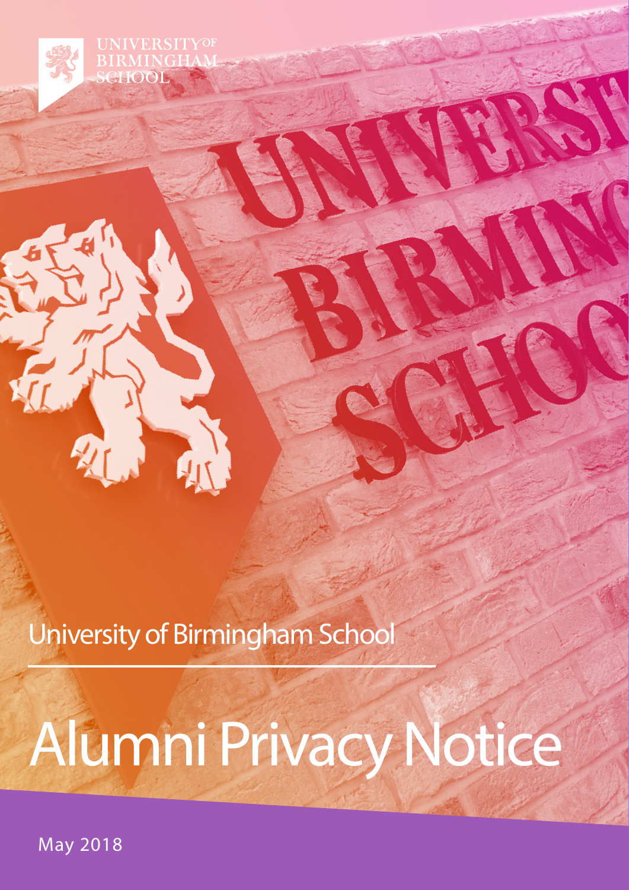UNIVERSITY OF BIRMINGHAM SCHOOL

University of Birmingham School

# Alumni Privacy Notice

May 2018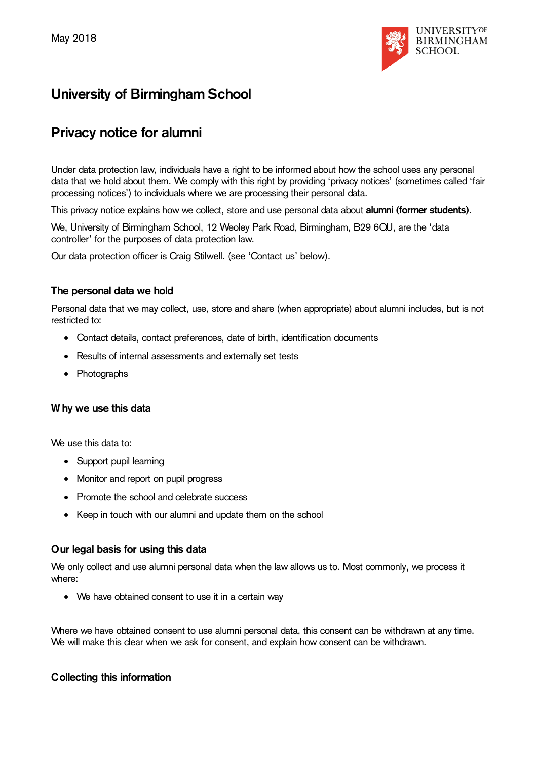May 2018

# University of Birmingham School

# Privacy notice for alumni

Under data protection law, individuals have a right to be informed about how the school uses any personal data that we hold about them. We comply with this right by providing 'privacy notices' (sometimes called 'fair processing notices') to individuals where we are processing their personal data.

This privacy notice explains how we collect, store and use personal data about **alumni (former students)**.

We, University of Birmingham School, 12 Weoley Park Road, Birmingham, B29 6QU, are the 'data controller' for the purposes of data protection law.

Our data protection officer is Craig Stilwell. (see 'Contact us' below).

### The personal data we hold

Personal data that we may collect, use, store and share (when appropriate) about alumni includes, but is not restricted to:

- Contact details, contact preferences, date of birth, identification documents
- Results of internal assessments and externally set tests
- Photographs

### Why we use this data

We use this data to:

- Support pupil learning
- Monitor and report on pupil progress
- Promote the school and celebrate success
- Keep in touch with our alumni and update them on the school

### Our legal basis for using this data

We only collect and use alumni personal data when the law allows us to. Most commonly, we process it where:

- We have obtained consent to use it in a certain way

Where we have obtained consent to use alumni personal data, this consent can be withdrawn at any time. We will make this clear when we ask for consent, and explain how consent can be withdrawn.

### Collecting this information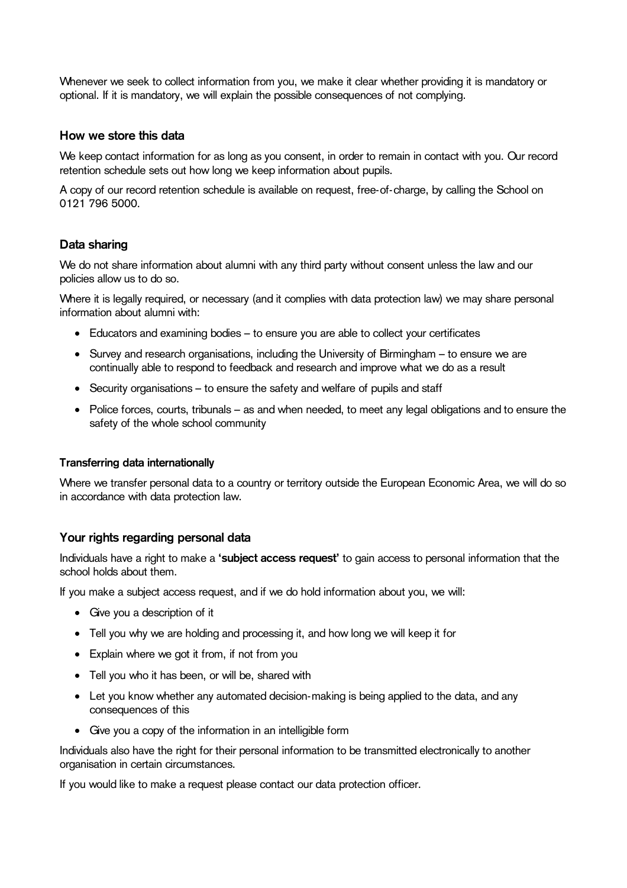Whenever we seek to collect information from you, we make it clear whether providing it is mandatory or optional. If it is mandatory, we will explain the possible consequences of not complying.

## How we store this data

We keep contact information for as long as you consent, in order to remain in contact with you. Our record retention schedule sets out how long we keep information about pupils.

A copy of our record retention schedule is available on request, free-of-charge, by calling the School on 0121 796 5000.

## Data sharing

We do not share information about alumni with any third party without consent unless the law and our policies allow us to do so.

Where it is legally required, or necessary (and it complies with data protection law) we may share personal information about alumni with:

- Educators and examining bodies – to ensure you are able to collect your certificates
- Survey and research organisations, including the University of Birmingham – to ensure we are continually able to respond to feedback and research and improve what we do as a result
- Security organisations – to ensure the safety and welfare of pupils and staff
- Police forces, courts, tribunals – as and when needed, to meet any legal obligations and to ensure the safety of the whole school community

### Transferring data internationally

Where we transfer personal data to a country or territory outside the European Economic Area, we will do so in accordance with data protection law.

## Your rights regarding personal data

Individuals have a right to make a **'subject access request'** to gain access to personal information that the school holds about them.

If you make a subject access request, and if we do hold information about you, we will:

- Give you a description of it
- Tell you why we are holding and processing it, and how long we will keep it for
- Explain where we got it from, if not from you
- Tell you who it has been, or will be, shared with
- Let you know whether any automated decision-making is being applied to the data, and any consequences of this
- Give you a copy of the information in an intelligible form

Individuals also have the right for their personal information to be transmitted electronically to another organisation in certain circumstances.

If you would like to make a request please contact our data protection officer.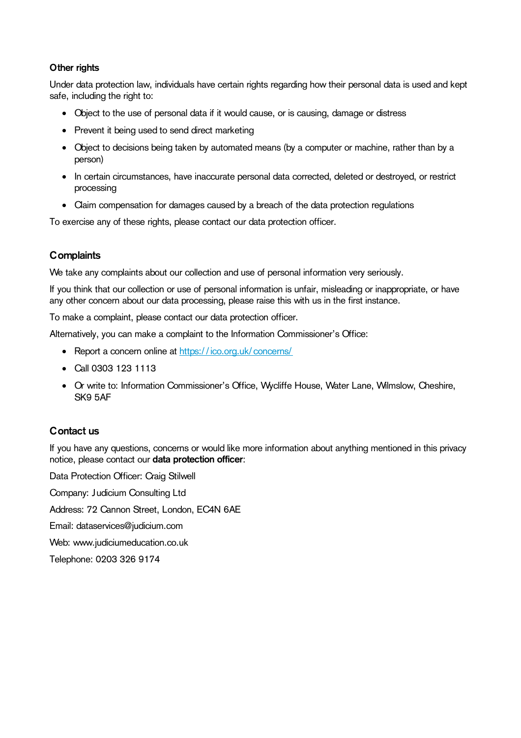### Other rights

Under data protection law, individuals have certain rights regarding how their personal data is used and kept safe, including the right to:

- Object to the use of personal data if it would cause, or is causing, damage or distress
- Prevent it being used to send direct marketing
- Object to decisions being taken by automated means (by a computer or machine, rather than by a person)
- In certain circumstances, have inaccurate personal data corrected, deleted or destroyed, or restrict processing
- Claim compensation for damages caused by a breach of the data protection regulations

To exercise any of these rights, please contact our data protection officer.

## Complaints

We take any complaints about our collection and use of personal information very seriously.

If you think that our collection or use of personal information is unfair, misleading or inappropriate, or have any other concern about our data processing, please raise this with us in the first instance.

To make a complaint, please contact our data protection officer.

Alternatively, you can make a complaint to the Information Commissioner's Office:

- Report a concern online at https://ico.org.uk/concerns/
- Call 0303 123 1113
- Or write to: Information Commissioner's Office, Wycliffe House, Water Lane, Wilmslow, Cheshire, SK9 5AF

## Contact us

If you have any questions, concerns or would like more information about anything mentioned in this privacy notice, please contact our **data protection officer**:

Data Protection Officer: Craig Stilwell

Company: Judicium Consulting Ltd

Address: 72 Cannon Street, London, EC4N 6AE

Email: dataservices@judicium.com

Web: www.judiciumeducation.co.uk

Telephone: 0203 326 9174